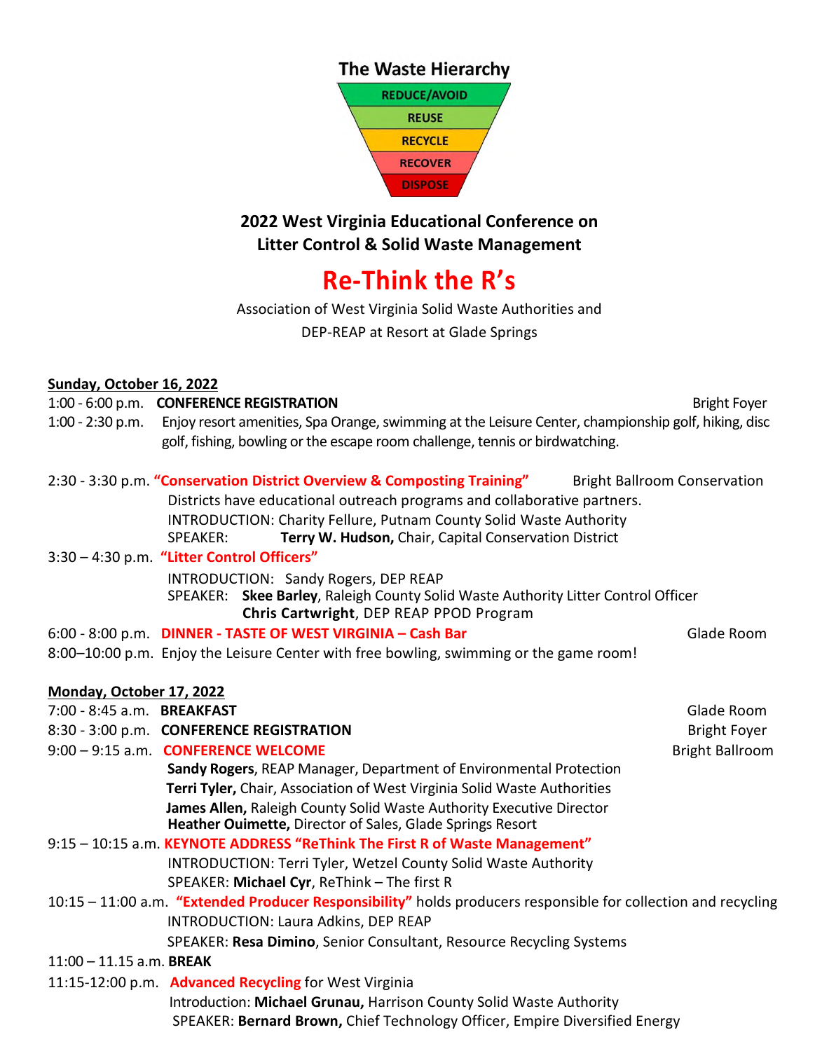**The Waste Hierarchy**

- REDUCE/AVOID
- REUSE
- RECYCLE
- RECOVER
- DISPOSE

## 2022 West Virginia Educational Conference on Litter Control & Solid Waste Management

# Re-Think the R's

Association of West Virginia Solid Waste Authorities and
DEP-REAP at Resort at Glade Springs

**Sunday, October 16, 2022**

1:00 - 6:00 p.m. **CONFERENCE REGISTRATION** — Bright Foyer

1:00 - 2:30 p.m. Enjoy resort amenities, Spa Orange, swimming at the Leisure Center, championship golf, hiking, disc golf, fishing, bowling or the escape room challenge, tennis or birdwatching.

2:30 - 3:30 p.m. **"Conservation District Overview & Composting Training"** — Bright Ballroom Conservation Districts have educational outreach programs and collaborative partners.
INTRODUCTION: Charity Fellure, Putnam County Solid Waste Authority
SPEAKER: **Terry W. Hudson,** Chair, Capital Conservation District

3:30 – 4:30 p.m. **"Litter Control Officers"**
INTRODUCTION: Sandy Rogers, DEP REAP
SPEAKER: **Skee Barley**, Raleigh County Solid Waste Authority Litter Control Officer
**Chris Cartwright**, DEP REAP PPOD Program

6:00 - 8:00 p.m. **DINNER - TASTE OF WEST VIRGINIA – Cash Bar** — Glade Room

8:00–10:00 p.m. Enjoy the Leisure Center with free bowling, swimming or the game room!

**Monday, October 17, 2022**

7:00 - 8:45 a.m. **BREAKFAST** — Glade Room

8:30 - 3:00 p.m. **CONFERENCE REGISTRATION** — Bright Foyer

9:00 – 9:15 a.m. **CONFERENCE WELCOME** — Bright Ballroom
**Sandy Rogers**, REAP Manager, Department of Environmental Protection
**Terri Tyler,** Chair, Association of West Virginia Solid Waste Authorities
**James Allen,** Raleigh County Solid Waste Authority Executive Director
**Heather Ouimette,** Director of Sales, Glade Springs Resort

9:15 – 10:15 a.m. **KEYNOTE ADDRESS "ReThink The First R of Waste Management"**
INTRODUCTION: Terri Tyler, Wetzel County Solid Waste Authority
SPEAKER: **Michael Cyr**, ReThink – The first R

10:15 – 11:00 a.m. **"Extended Producer Responsibility"** holds producers responsible for collection and recycling
INTRODUCTION: Laura Adkins, DEP REAP
SPEAKER: **Resa Dimino**, Senior Consultant, Resource Recycling Systems

11:00 – 11.15 a.m. **BREAK**

11:15-12:00 p.m. **Advanced Recycling** for West Virginia
Introduction: **Michael Grunau,** Harrison County Solid Waste Authority
SPEAKER: **Bernard Brown,** Chief Technology Officer, Empire Diversified Energy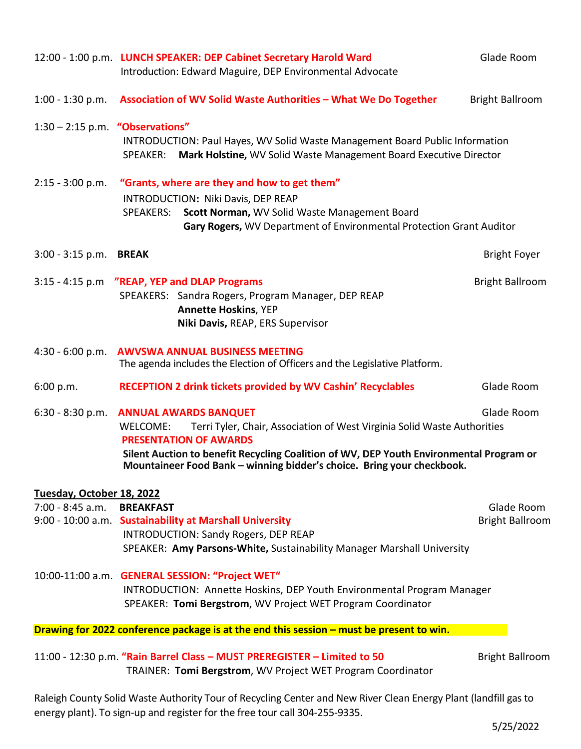12:00 - 1:00 p.m. **LUNCH SPEAKER: DEP Cabinet Secretary Harold Ward** — Glade Room
Introduction: Edward Maguire, DEP Environmental Advocate

1:00 - 1:30 p.m. **Association of WV Solid Waste Authorities – What We Do Together** — Bright Ballroom

1:30 – 2:15 p.m. **"Observations"**
INTRODUCTION: Paul Hayes, WV Solid Waste Management Board Public Information
SPEAKER: **Mark Holstine,** WV Solid Waste Management Board Executive Director

2:15 - 3:00 p.m. **"Grants, where are they and how to get them"**
INTRODUCTION**:** Niki Davis, DEP REAP
SPEAKERS: **Scott Norman,** WV Solid Waste Management Board
**Gary Rogers,** WV Department of Environmental Protection Grant Auditor

3:00 - 3:15 p.m. **BREAK** — Bright Foyer

3:15 - 4:15 p.m **"REAP, YEP and DLAP Programs** — Bright Ballroom
SPEAKERS: Sandra Rogers, Program Manager, DEP REAP
**Annette Hoskins**, YEP
**Niki Davis,** REAP, ERS Supervisor

4:30 - 6:00 p.m. **AWVSWA ANNUAL BUSINESS MEETING**
The agenda includes the Election of Officers and the Legislative Platform.

6:00 p.m. **RECEPTION 2 drink tickets provided by WV Cashin' Recyclables** — Glade Room

6:30 - 8:30 p.m. **ANNUAL AWARDS BANQUET** — Glade Room
WELCOME: Terri Tyler, Chair, Association of West Virginia Solid Waste Authorities
**PRESENTATION OF AWARDS**
**Silent Auction to benefit Recycling Coalition of WV, DEP Youth Environmental Program or Mountaineer Food Bank – winning bidder's choice. Bring your checkbook.**

**Tuesday, October 18, 2022**

7:00 - 8:45 a.m. **BREAKFAST** — Glade Room

9:00 - 10:00 a.m. **Sustainability at Marshall University** — Bright Ballroom
INTRODUCTION: Sandy Rogers, DEP REAP
SPEAKER: **Amy Parsons-White,** Sustainability Manager Marshall University

10:00-11:00 a.m. **GENERAL SESSION: "Project WET"**
INTRODUCTION: Annette Hoskins, DEP Youth Environmental Program Manager
SPEAKER: **Tomi Bergstrom**, WV Project WET Program Coordinator

**Drawing for 2022 conference package is at the end this session – must be present to win.**

11:00 - 12:30 p.m. **"Rain Barrel Class – MUST PREREGISTER – Limited to 50** — Bright Ballroom
TRAINER: **Tomi Bergstrom**, WV Project WET Program Coordinator

Raleigh County Solid Waste Authority Tour of Recycling Center and New River Clean Energy Plant (landfill gas to energy plant). To sign-up and register for the free tour call 304-255-9335.

5/25/2022